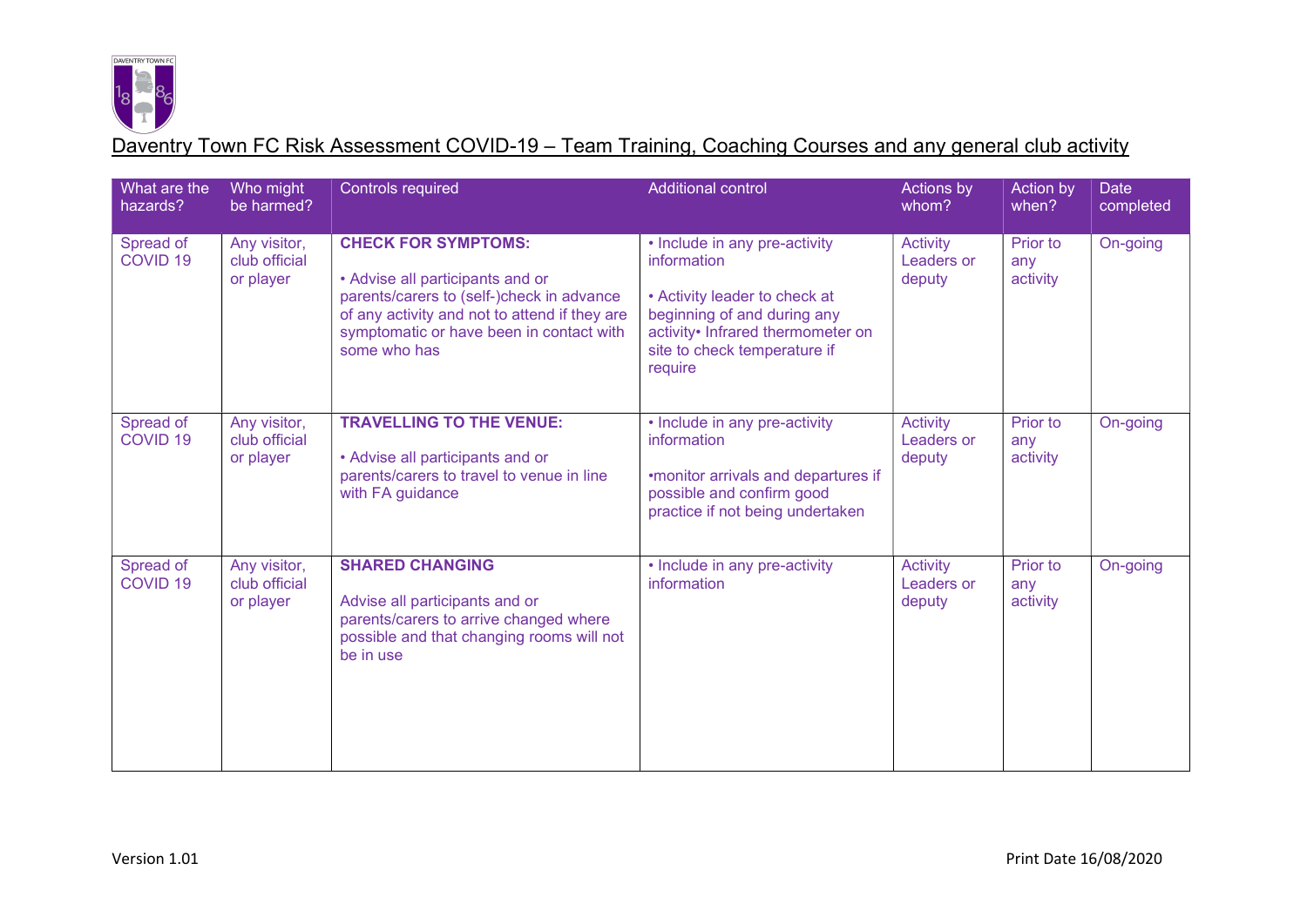# Daventry Town FC Risk Assessment COVID-19 – Team Training, Coaching Courses and any general club activity

| What are the hazards? | Who might be harmed? | Controls required | Additional control | Actions by whom? | Action by when? | Date completed |
|---|---|---|---|---|---|---|
| Spread of COVID 19 | Any visitor, club official or player | **CHECK FOR SYMPTOMS:**<br><br>• Advise all participants and or parents/carers to (self-)check in advance of any activity and not to attend if they are symptomatic or have been in contact with some who has | • Include in any pre-activity information<br><br>• Activity leader to check at beginning of and during any activity• Infrared thermometer on site to check temperature if require | Activity Leaders or deputy | Prior to any activity | On-going |
| Spread of COVID 19 | Any visitor, club official or player | **TRAVELLING TO THE VENUE:**<br><br>• Advise all participants and or parents/carers to travel to venue in line with FA guidance | • Include in any pre-activity information<br><br>•monitor arrivals and departures if possible and confirm good practice if not being undertaken | Activity Leaders or deputy | Prior to any activity | On-going |
| Spread of COVID 19 | Any visitor, club official or player | **SHARED CHANGING**<br><br>Advise all participants and or parents/carers to arrive changed where possible and that changing rooms will not be in use | • Include in any pre-activity information | Activity Leaders or deputy | Prior to any activity | On-going |

Version 1.01 Print Date 16/08/2020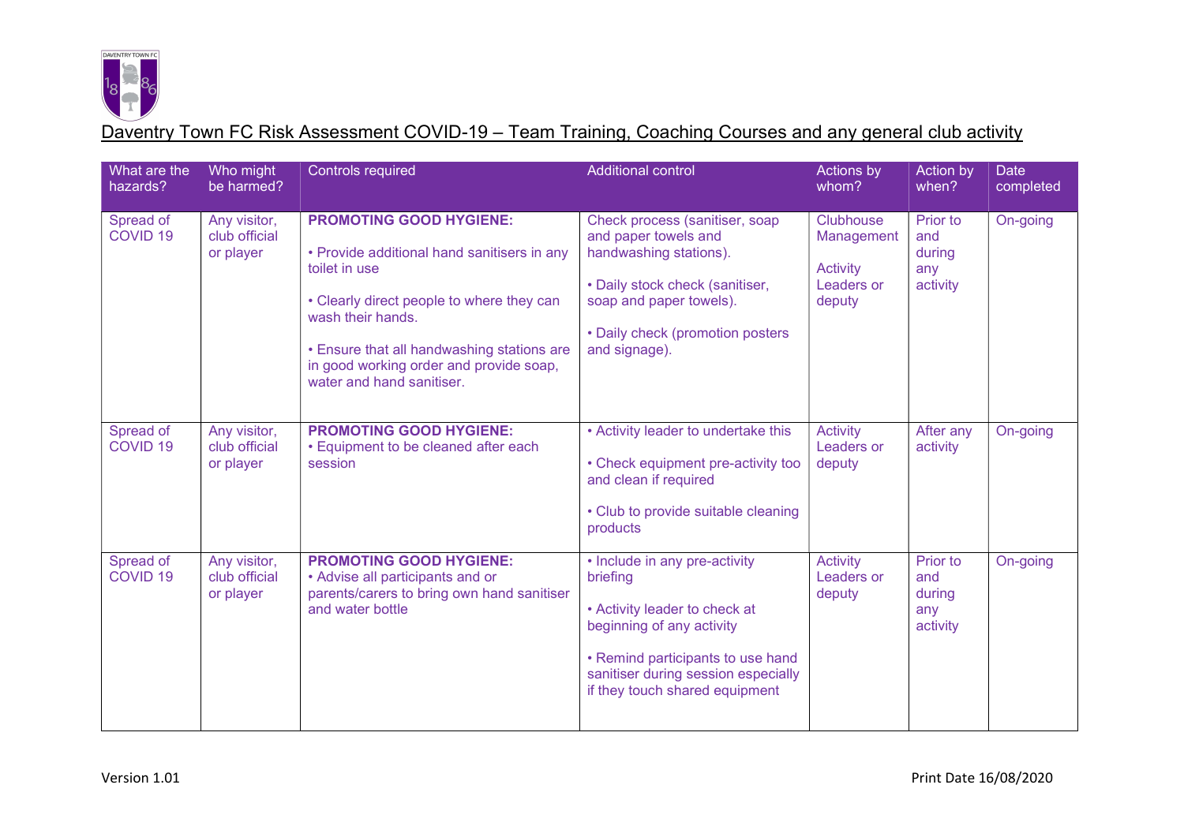Daventry Town FC Risk Assessment COVID-19 – Team Training, Coaching Courses and any general club activity

| What are the hazards? | Who might be harmed? | Controls required | Additional control | Actions by whom? | Action by when? | Date completed |
|---|---|---|---|---|---|---|
| Spread of COVID 19 | Any visitor, club official or player | **PROMOTING GOOD HYGIENE:**<br><br>• Provide additional hand sanitisers in any toilet in use<br><br>• Clearly direct people to where they can wash their hands.<br><br>• Ensure that all handwashing stations are in good working order and provide soap, water and hand sanitiser. | Check process (sanitiser, soap and paper towels and handwashing stations).<br><br>• Daily stock check (sanitiser, soap and paper towels).<br><br>• Daily check (promotion posters and signage). | Clubhouse Management<br><br>Activity Leaders or deputy | Prior to and during any activity | On-going |
| Spread of COVID 19 | Any visitor, club official or player | **PROMOTING GOOD HYGIENE:**<br>• Equipment to be cleaned after each session | • Activity leader to undertake this<br><br>• Check equipment pre-activity too and clean if required<br><br>• Club to provide suitable cleaning products | Activity Leaders or deputy | After any activity | On-going |
| Spread of COVID 19 | Any visitor, club official or player | **PROMOTING GOOD HYGIENE:**<br>• Advise all participants and or parents/carers to bring own hand sanitiser and water bottle | • Include in any pre-activity briefing<br><br>• Activity leader to check at beginning of any activity<br><br>• Remind participants to use hand sanitiser during session especially if they touch shared equipment | Activity Leaders or deputy | Prior to and during any activity | On-going |

Version 1.01 Print Date 16/08/2020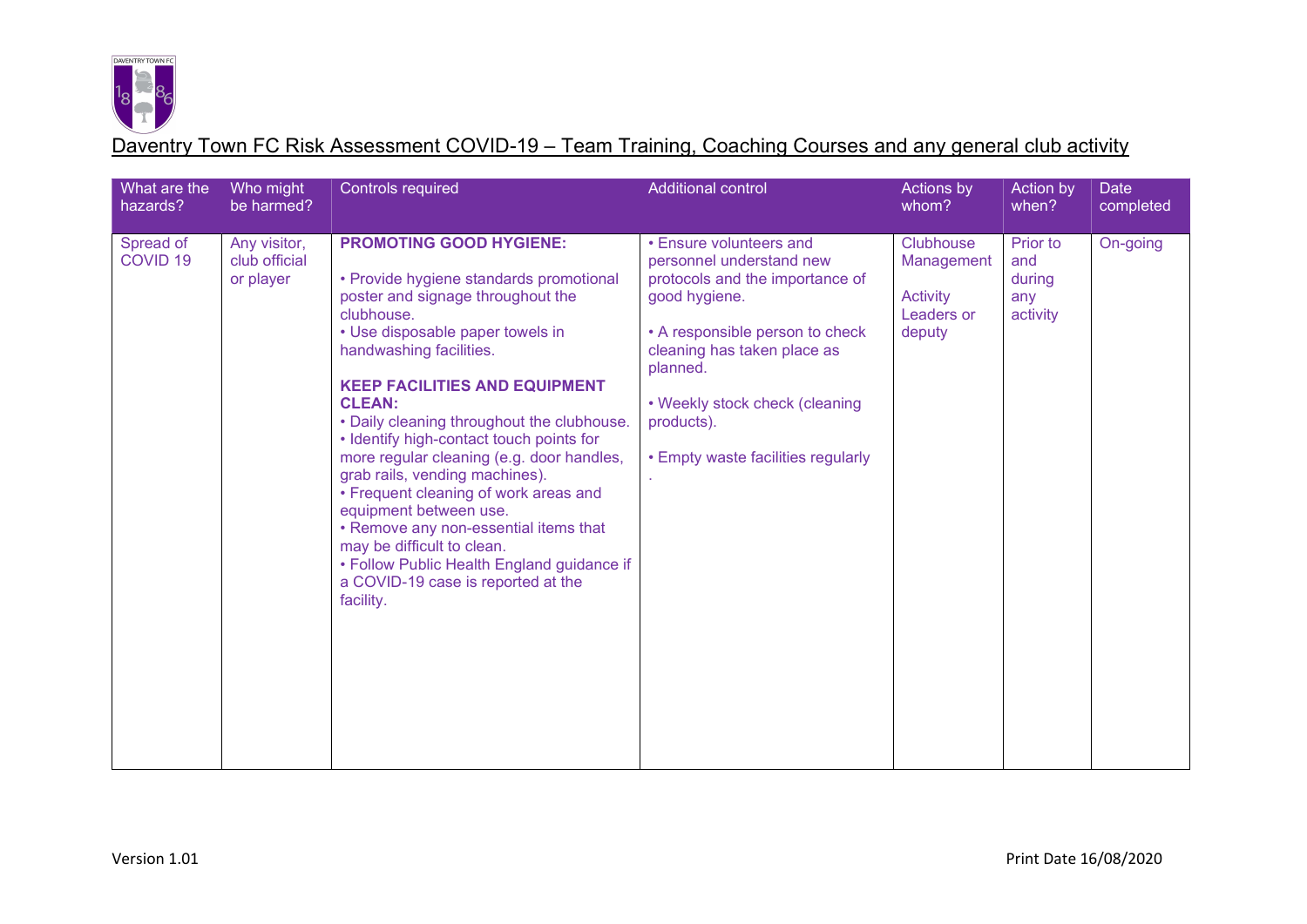<u>Daventry Town FC Risk Assessment COVID-19 – Team Training, Coaching Courses and any general club activity</u>

| What are the hazards? | Who might be harmed? | Controls required | Additional control | Actions by whom? | Action by when? | Date completed |
|---|---|---|---|---|---|---|
| Spread of COVID 19 | Any visitor, club official or player | **PROMOTING GOOD HYGIENE:**<br><br>• Provide hygiene standards promotional poster and signage throughout the clubhouse.<br>• Use disposable paper towels in handwashing facilities.<br><br>**KEEP FACILITIES AND EQUIPMENT CLEAN:**<br>• Daily cleaning throughout the clubhouse.<br>• Identify high-contact touch points for more regular cleaning (e.g. door handles, grab rails, vending machines).<br>• Frequent cleaning of work areas and equipment between use.<br>• Remove any non-essential items that may be difficult to clean.<br>• Follow Public Health England guidance if a COVID-19 case is reported at the facility. | • Ensure volunteers and personnel understand new protocols and the importance of good hygiene.<br><br>• A responsible person to check cleaning has taken place as planned.<br><br>• Weekly stock check (cleaning products).<br><br>• Empty waste facilities regularly<br>. | Clubhouse Management<br><br>Activity Leaders or deputy | Prior to and during any activity | On-going |

Version 1.01

Print Date 16/08/2020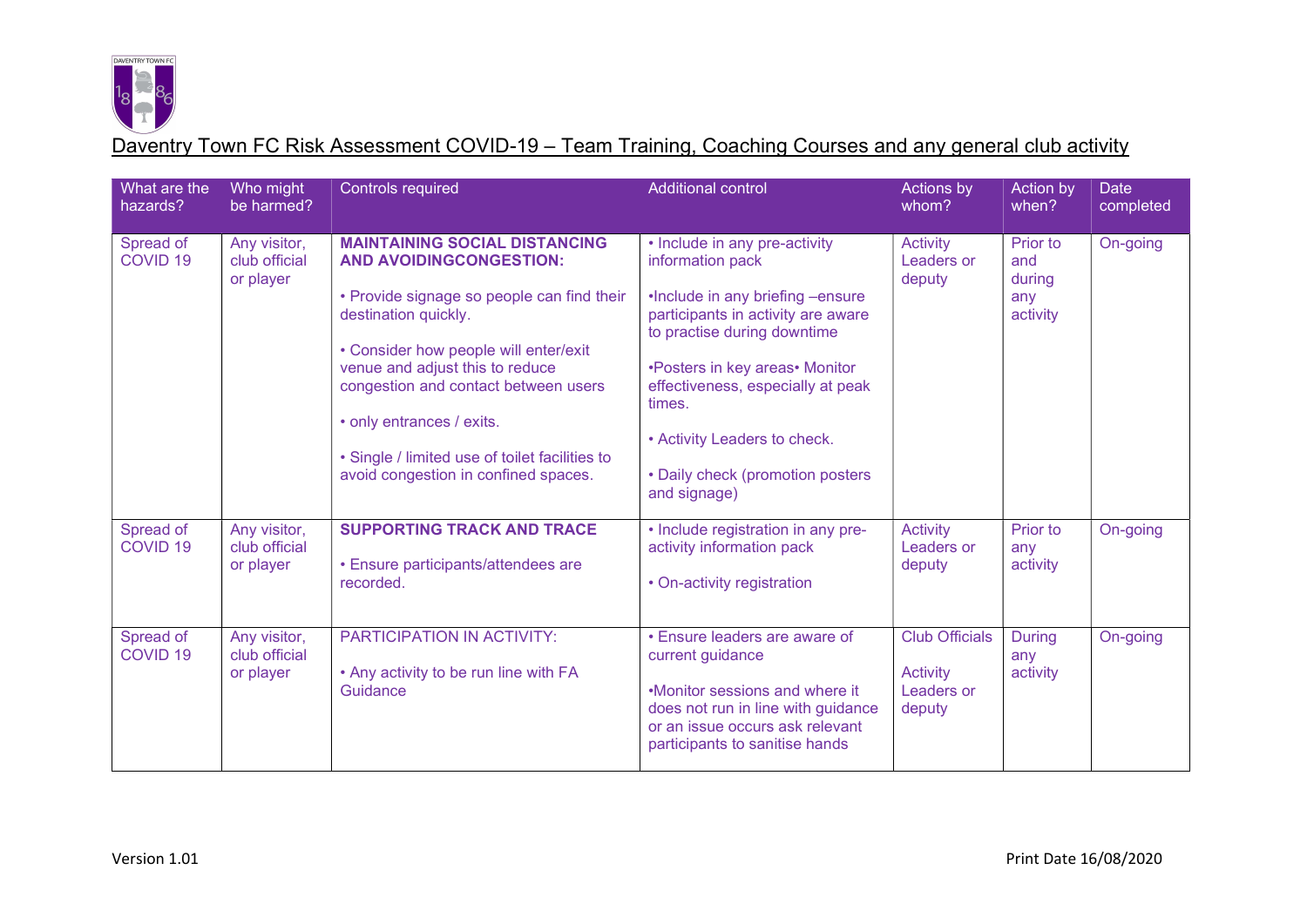## Daventry Town FC Risk Assessment COVID-19 – Team Training, Coaching Courses and any general club activity

| What are the hazards? | Who might be harmed? | Controls required | Additional control | Actions by whom? | Action by when? | Date completed |
|---|---|---|---|---|---|---|
| Spread of COVID 19 | Any visitor, club official or player | **MAINTAINING SOCIAL DISTANCING AND AVOIDINGCONGESTION:**<br><br>• Provide signage so people can find their destination quickly.<br><br>• Consider how people will enter/exit venue and adjust this to reduce congestion and contact between users<br><br>• only entrances / exits.<br><br>• Single / limited use of toilet facilities to avoid congestion in confined spaces. | • Include in any pre-activity information pack<br><br>•Include in any briefing –ensure participants in activity are aware to practise during downtime<br><br>•Posters in key areas• Monitor effectiveness, especially at peak times.<br><br>• Activity Leaders to check.<br><br>• Daily check (promotion posters and signage) | Activity Leaders or deputy | Prior to and during any activity | On-going |
| Spread of COVID 19 | Any visitor, club official or player | **SUPPORTING TRACK AND TRACE**<br><br>• Ensure participants/attendees are recorded. | • Include registration in any pre-activity information pack<br><br>• On-activity registration | Activity Leaders or deputy | Prior to any activity | On-going |
| Spread of COVID 19 | Any visitor, club official or player | PARTICIPATION IN ACTIVITY:<br><br>• Any activity to be run line with FA Guidance | • Ensure leaders are aware of current guidance<br><br>•Monitor sessions and where it does not run in line with guidance or an issue occurs ask relevant participants to sanitise hands | Club Officials<br><br>Activity Leaders or deputy | During any activity | On-going |

Version 1.01

Print Date 16/08/2020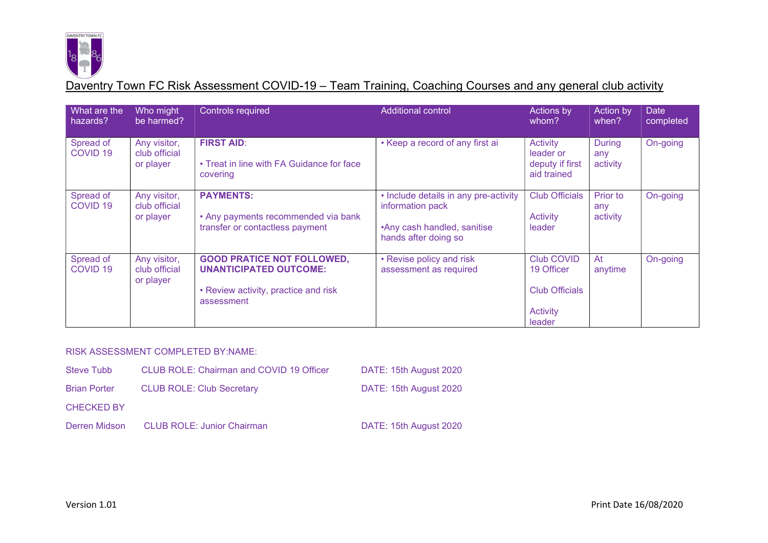## Daventry Town FC Risk Assessment COVID-19 – Team Training, Coaching Courses and any general club activity

| What are the hazards? | Who might be harmed? | Controls required | Additional control | Actions by whom? | Action by when? | Date completed |
|---|---|---|---|---|---|---|
| Spread of COVID 19 | Any visitor, club official or player | **FIRST AID**:<br><br>• Treat in line with FA Guidance for face covering | • Keep a record of any first ai | Activity leader or deputy if first aid trained | During any activity | On-going |
| Spread of COVID 19 | Any visitor, club official or player | **PAYMENTS:**<br><br>• Any payments recommended via bank transfer or contactless payment | • Include details in any pre-activity information pack<br><br>•Any cash handled, sanitise hands after doing so | Club Officials<br><br>Activity leader | Prior to any activity | On-going |
| Spread of COVID 19 | Any visitor, club official or player | **GOOD PRATICE NOT FOLLOWED, UNANTICIPATED OUTCOME:**<br><br>• Review activity, practice and risk assessment | • Revise policy and risk assessment as required | Club COVID 19 Officer<br><br>Club Officials<br><br>Activity leader | At anytime | On-going |

RISK ASSESSMENT COMPLETED BY:NAME:

Steve Tubb CLUB ROLE: Chairman and COVID 19 Officer DATE: 15th August 2020

Brian Porter CLUB ROLE: Club Secretary DATE: 15th August 2020

CHECKED BY

Derren Midson CLUB ROLE: Junior Chairman DATE: 15th August 2020

Version 1.01 Print Date 16/08/2020